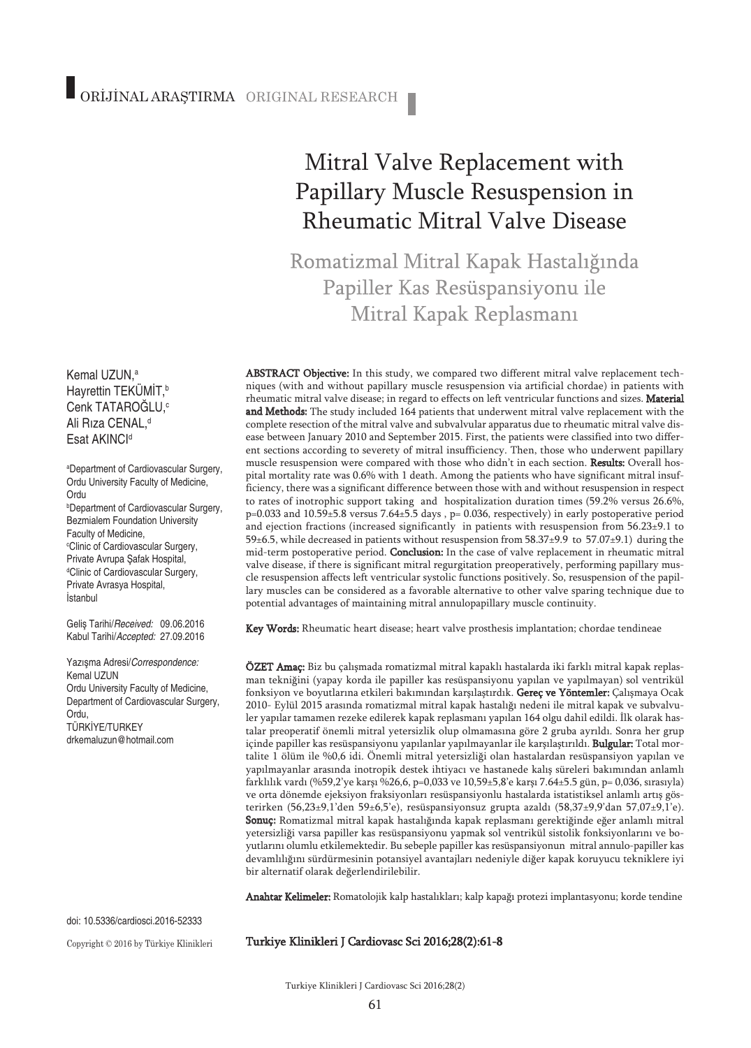ORİJİNAL ARAŞTIRMA ORIGINAL RESEARCH

# Mitral Valve Replacement with Papillary Muscle Resuspension in Rheumatic Mitral Valve Disease

## Romatizmal Mitral Kapak Hastalığında Papiller Kas Resüspansiyonu ile Mitral Kapak Replasmanı

Kemal UZUN,[a]
Hayrettin TEKÜMİT,[b]
Cenk TATAROĞLU,[c]
Ali Rıza CENAL,[d]
Esat AKINCI[d]

[a]Department of Cardiovascular Surgery, Ordu University Faculty of Medicine, Ordu
[b]Department of Cardiovascular Surgery, Bezmialem Foundation University Faculty of Medicine,
[c]Clinic of Cardiovascular Surgery, Private Avrupa Şafak Hospital,
[d]Clinic of Cardiovascular Surgery, Private Avrasya Hospital, İstanbul

Geliş Tarihi/*Received:* 09.06.2016
Kabul Tarihi/*Accepted:* 27.09.2016

Yazışma Adresi/*Correspondence:*
Kemal UZUN
Ordu University Faculty of Medicine, Department of Cardiovascular Surgery, Ordu,
TÜRKİYE/TURKEY
drkemaluzun@hotmail.com

**ABSTRACT Objective:** In this study, we compared two different mitral valve replacement techniques (with and without papillary muscle resuspension via artificial chordae) in patients with rheumatic mitral valve disease; in regard to effects on left ventricular functions and sizes. **Material and Methods:** The study included 164 patients that underwent mitral valve replacement with the complete resection of the mitral valve and subvalvular apparatus due to rheumatic mitral valve disease between January 2010 and September 2015. First, the patients were classified into two different sections according to severety of mitral insufficiency. Then, those who underwent papillary muscle resuspension were compared with those who didn't in each section. **Results:** Overall hospital mortality rate was 0.6% with 1 death. Among the patients who have significant mitral insufficiency, there was a significant difference between those with and without resuspension in respect to rates of inotrophic support taking and hospitalization duration times (59.2% versus 26.6%, p=0.033 and 10.59±5.8 versus 7.64±5.5 days , p= 0.036, respectively) in early postoperative period and ejection fractions (increased significantly in patients with resuspension from 56.23±9.1 to 59±6.5, while decreased in patients without resuspension from 58.37±9.9 to 57.07±9.1) during the mid-term postoperative period. **Conclusion:** In the case of valve replacement in rheumatic mitral valve disease, if there is significant mitral regurgitation preoperatively, performing papillary muscle resuspension affects left ventricular systolic functions positively. So, resuspension of the papillary muscles can be considered as a favorable alternative to other valve sparing technique due to potential advantages of maintaining mitral annulopapillary muscle continuity.

**Key Words:** Rheumatic heart disease; heart valve prosthesis implantation; chordae tendineae

**ÖZET Amaç:** Biz bu çalışmada romatizmal mitral kapaklı hastalarda iki farklı mitral kapak replasman tekniğini (yapay korda ile papiller kas resüspansiyonu yapılan ve yapılmayan) sol ventrikül fonksiyon ve boyutlarına etkileri bakımından karşılaştırdık. **Gereç ve Yöntemler:** Çalışmaya Ocak 2010- Eylül 2015 arasında romatizmal mitral kapak hastalığı nedeni ile mitral kapak ve subvalvuler yapılar tamamen rezeke edilerek kapak replasmanı yapılan 164 olgu dahil edildi. İlk olarak hastalar preoperatif önemli mitral yetersizlik olup olmamasına göre 2 gruba ayrıldı. Sonra her grup içinde papiller kas resüspansiyonu yapılanlar yapılmayanlar ile karşılaştırıldı. **Bulgular:** Total mortalite 1 ölüm ile %0,6 idi. Önemli mitral yetersizliği olan hastalardan resüspansiyon yapılan ve yapılmayanlar arasında inotropik destek ihtiyacı ve hastanede kalış süreleri bakımından anlamlı farklılık vardı (%59,2'ye karşı %26,6, p=0,033 ve 10,59±5,8'e karşı 7.64±5.5 gün, p= 0,036, sırasıyla) ve orta dönemde ejeksiyon fraksiyonları resüspansiyonlu hastalarda istatistiksel anlamlı artış gösterirken (56,23±9,1'den 59±6,5'e), resüspansiyonsuz grupta azaldı (58,37±9,9'dan 57,07±9,1'e). **Sonuç:** Romatizmal mitral kapak hastalığında kapak replasmanı gerektiğinde eğer anlamlı mitral yetersizliği varsa papiller kas resüspansiyonu yapmak sol ventrikül sistolik fonksiyonlarını ve boyutlarını olumlu etkilemektedir. Bu sebeple papiller kas resüspansiyonun mitral annulo-papiller kas devamlılığını sürdürmesinin potansiyel avantajları nedeniyle diğer kapak koruyucu tekniklere iyi bir alternatif olarak değerlendirilebilir.

**Anahtar Kelimeler:** Romatolojik kalp hastalıkları; kalp kapağı protezi implantasyonu; korde tendine

doi: 10.5336/cardiosci.2016-52333

Copyright © 2016 by Türkiye Klinikleri

**Turkiye Klinikleri J Cardiovasc Sci 2016;28(2):61-8**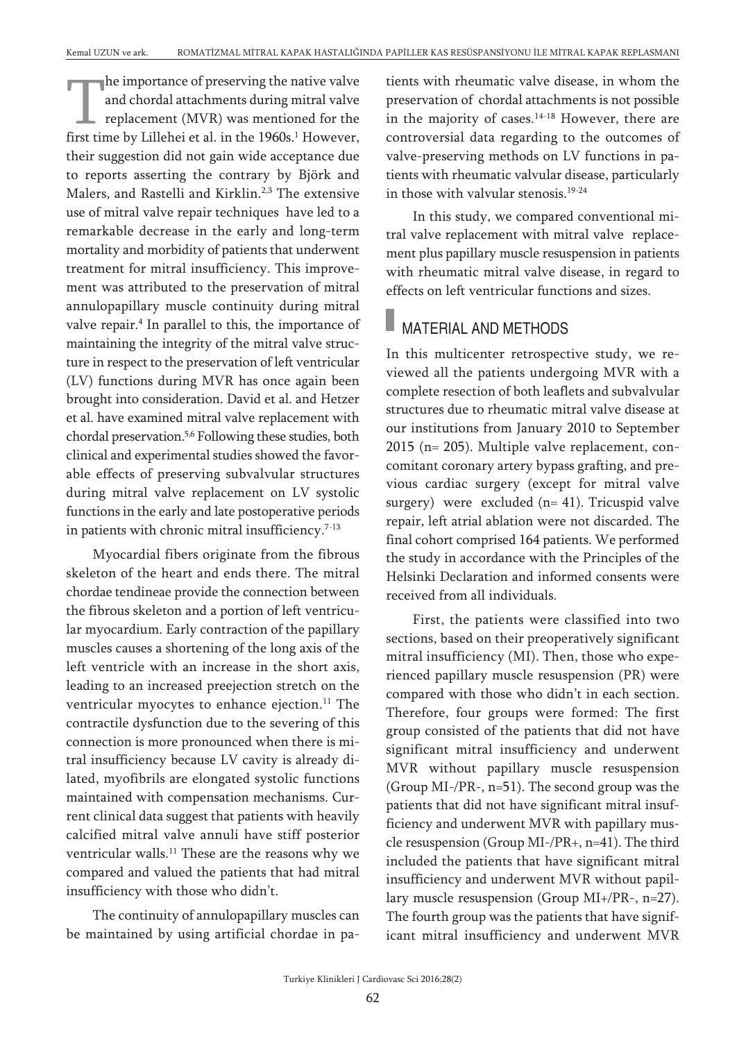The importance of preserving the native valve and chordal attachments during mitral valve replacement (MVR) was mentioned for the first time by Lillehei et al. in the 1960s.[1] However, their suggestion did not gain wide acceptance due to reports asserting the contrary by Björk and Malers, and Rastelli and Kirklin.[2,3] The extensive use of mitral valve repair techniques have led to a remarkable decrease in the early and long-term mortality and morbidity of patients that underwent treatment for mitral insufficiency. This improvement was attributed to the preservation of mitral annulopapillary muscle continuity during mitral valve repair.[4] In parallel to this, the importance of maintaining the integrity of the mitral valve structure in respect to the preservation of left ventricular (LV) functions during MVR has once again been brought into consideration. David et al. and Hetzer et al. have examined mitral valve replacement with chordal preservation.[5,6] Following these studies, both clinical and experimental studies showed the favorable effects of preserving subvalvular structures during mitral valve replacement on LV systolic functions in the early and late postoperative periods in patients with chronic mitral insufficiency.[7-13]

Myocardial fibers originate from the fibrous skeleton of the heart and ends there. The mitral chordae tendineae provide the connection between the fibrous skeleton and a portion of left ventricular myocardium. Early contraction of the papillary muscles causes a shortening of the long axis of the left ventricle with an increase in the short axis, leading to an increased preejection stretch on the ventricular myocytes to enhance ejection.[11] The contractile dysfunction due to the severing of this connection is more pronounced when there is mitral insufficiency because LV cavity is already dilated, myofibrils are elongated systolic functions maintained with compensation mechanisms. Current clinical data suggest that patients with heavily calcified mitral valve annuli have stiff posterior ventricular walls.[11] These are the reasons why we compared and valued the patients that had mitral insufficiency with those who didn't.

The continuity of annulopapillary muscles can be maintained by using artificial chordae in patients with rheumatic valve disease, in whom the preservation of chordal attachments is not possible in the majority of cases.[14-18] However, there are controversial data regarding to the outcomes of valve-preserving methods on LV functions in patients with rheumatic valvular disease, particularly in those with valvular stenosis.[19-24]

In this study, we compared conventional mitral valve replacement with mitral valve replacement plus papillary muscle resuspension in patients with rheumatic mitral valve disease, in regard to effects on left ventricular functions and sizes.

## MATERIAL AND METHODS

In this multicenter retrospective study, we reviewed all the patients undergoing MVR with a complete resection of both leaflets and subvalvular structures due to rheumatic mitral valve disease at our institutions from January 2010 to September 2015 (n= 205). Multiple valve replacement, concomitant coronary artery bypass grafting, and previous cardiac surgery (except for mitral valve surgery) were excluded (n= 41). Tricuspid valve repair, left atrial ablation were not discarded. The final cohort comprised 164 patients. We performed the study in accordance with the Principles of the Helsinki Declaration and informed consents were received from all individuals.

First, the patients were classified into two sections, based on their preoperatively significant mitral insufficiency (MI). Then, those who experienced papillary muscle resuspension (PR) were compared with those who didn't in each section. Therefore, four groups were formed: The first group consisted of the patients that did not have significant mitral insufficiency and underwent MVR without papillary muscle resuspension (Group MI-/PR-, n=51). The second group was the patients that did not have significant mitral insufficiency and underwent MVR with papillary muscle resuspension (Group MI-/PR+, n=41). The third included the patients that have significant mitral insufficiency and underwent MVR without papillary muscle resuspension (Group MI+/PR-, n=27). The fourth group was the patients that have significant mitral insufficiency and underwent MVR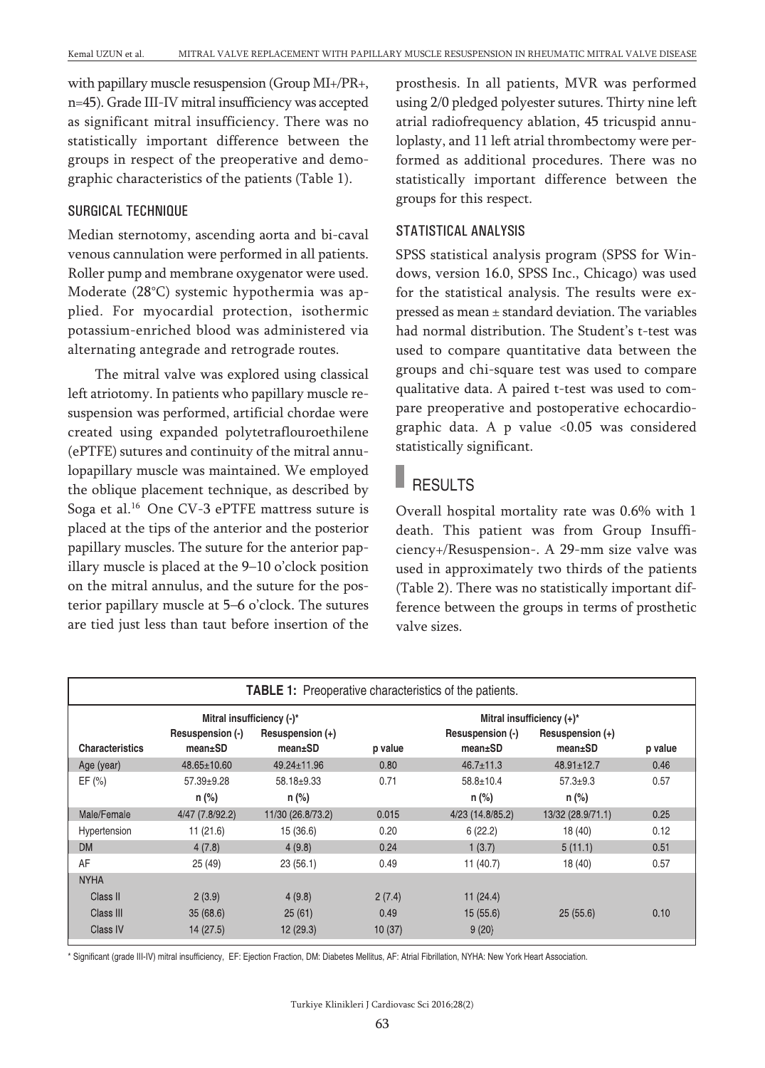with papillary muscle resuspension (Group MI+/PR+, n=45). Grade III-IV mitral insufficiency was accepted as significant mitral insufficiency. There was no statistically important difference between the groups in respect of the preoperative and demographic characteristics of the patients (Table 1).

## SURGICAL TECHNIQUE

Median sternotomy, ascending aorta and bi-caval venous cannulation were performed in all patients. Roller pump and membrane oxygenator were used. Moderate (28°C) systemic hypothermia was applied. For myocardial protection, isothermic potassium-enriched blood was administered via alternating antegrade and retrograde routes.

The mitral valve was explored using classical left atriotomy. In patients who papillary muscle resuspension was performed, artificial chordae were created using expanded polytetraflouroethilene (ePTFE) sutures and continuity of the mitral annulopapillary muscle was maintained. We employed the oblique placement technique, as described by Soga et al.[16] One CV-3 ePTFE mattress suture is placed at the tips of the anterior and the posterior papillary muscles. The suture for the anterior papillary muscle is placed at the 9–10 o'clock position on the mitral annulus, and the suture for the posterior papillary muscle at 5–6 o'clock. The sutures are tied just less than taut before insertion of the prosthesis. In all patients, MVR was performed using 2/0 pledged polyester sutures. Thirty nine left atrial radiofrequency ablation, 45 tricuspid annuloplasty, and 11 left atrial thrombectomy were performed as additional procedures. There was no statistically important difference between the groups for this respect.

## STATISTICAL ANALYSIS

SPSS statistical analysis program (SPSS for Windows, version 16.0, SPSS Inc., Chicago) was used for the statistical analysis. The results were expressed as mean ± standard deviation. The variables had normal distribution. The Student's t-test was used to compare quantitative data between the groups and chi-square test was used to compare qualitative data. A paired t-test was used to compare preoperative and postoperative echocardiographic data. A p value <0.05 was considered statistically significant.

# RESULTS

Overall hospital mortality rate was 0.6% with 1 death. This patient was from Group Insufficiency+/Resuspension-. A 29-mm size valve was used in approximately two thirds of the patients (Table 2). There was no statistically important difference between the groups in terms of prosthetic valve sizes.

**TABLE 1:** Preoperative characteristics of the patients.

| | Mitral insufficiency (-)* | | | Mitral insufficiency (+)* | | |
|---|---|---|---|---|---|---|
| **Characteristics** | **Resuspension (-) mean±SD** | **Resuspension (+) mean±SD** | **p value** | **Resuspension (-) mean±SD** | **Resuspension (+) mean±SD** | **p value** |
| Age (year) | 48.65±10.60 | 49.24±11.96 | 0.80 | 46.7±11.3 | 48.91±12.7 | 0.46 |
| EF (%) | 57.39±9.28 | 58.18±9.33 | 0.71 | 58.8±10.4 | 57.3±9.3 | 0.57 |
| | n (%) | n (%) | | n (%) | n (%) | |
| Male/Female | 4/47 (7.8/92.2) | 11/30 (26.8/73.2) | 0.015 | 4/23 (14.8/85.2) | 13/32 (28.9/71.1) | 0.25 |
| Hypertension | 11 (21.6) | 15 (36.6) | 0.20 | 6 (22.2) | 18 (40) | 0.12 |
| DM | 4 (7.8) | 4 (9.8) | 0.24 | 1 (3.7) | 5 (11.1) | 0.51 |
| AF | 25 (49) | 23 (56.1) | 0.49 | 11 (40.7) | 18 (40) | 0.57 |
| NYHA | | | | | | |
| Class II | 2 (3.9) | 4 (9.8) | 2 (7.4) | 11 (24.4) | | |
| Class III | 35 (68.6) | 25 (61) | 0.49 | 15 (55.6) | 25 (55.6) | 0.10 |
| Class IV | 14 (27.5) | 12 (29.3) | 10 (37) | 9 (20) | | |

\* Significant (grade III-IV) mitral insufficiency, EF: Ejection Fraction, DM: Diabetes Mellitus, AF: Atrial Fibrillation, NYHA: New York Heart Association.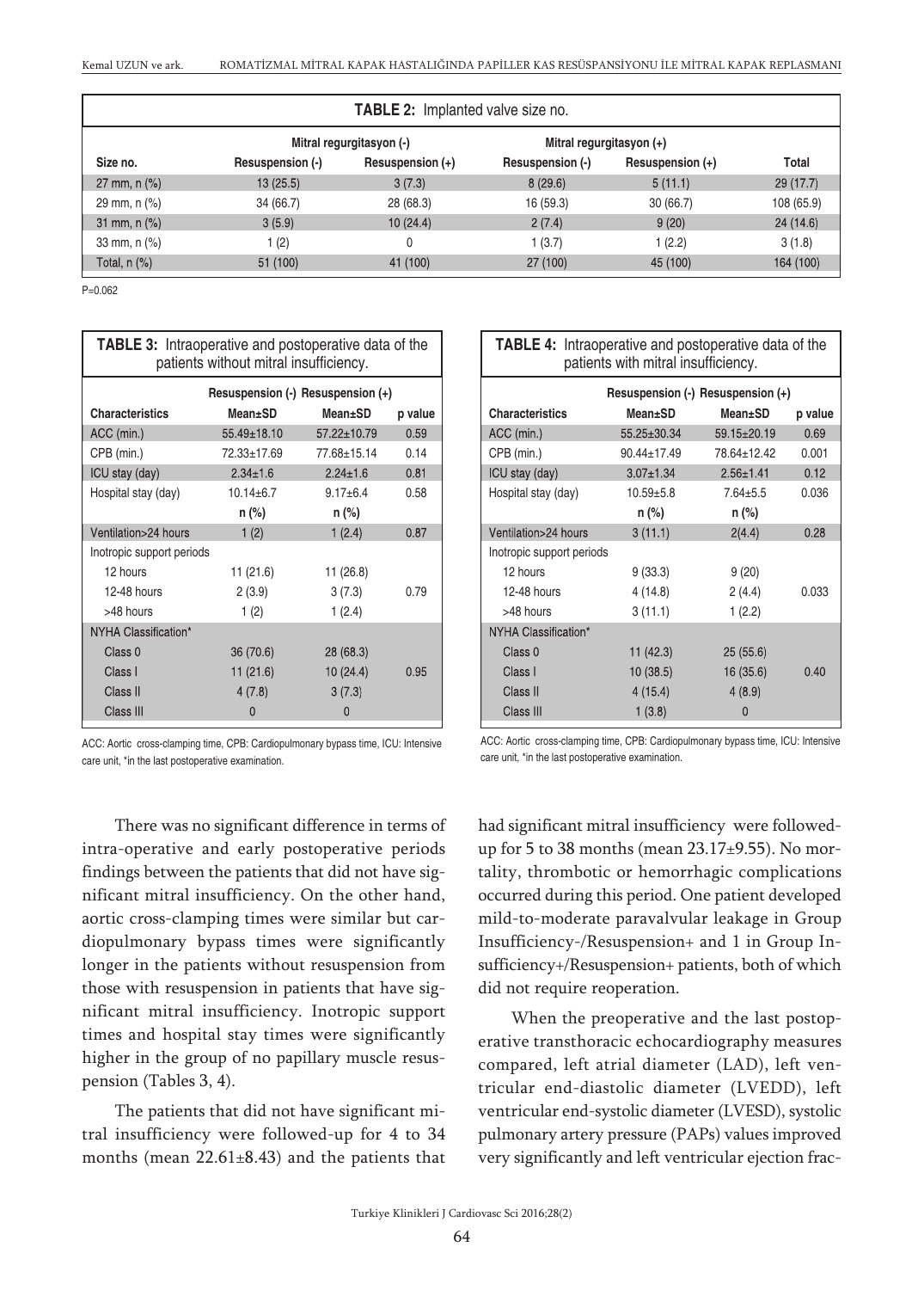**TABLE 2:** Implanted valve size no.

| Size no. | Mitral regurgitasyon (-) Resuspension (-) | Mitral regurgitasyon (-) Resuspension (+) | Mitral regurgitasyon (+) Resuspension (-) | Mitral regurgitasyon (+) Resuspension (+) | Total |
|---|---|---|---|---|---|
| 27 mm, n (%) | 13 (25.5) | 3 (7.3) | 8 (29.6) | 5 (11.1) | 29 (17.7) |
| 29 mm, n (%) | 34 (66.7) | 28 (68.3) | 16 (59.3) | 30 (66.7) | 108 (65.9) |
| 31 mm, n (%) | 3 (5.9) | 10 (24.4) | 2 (7.4) | 9 (20) | 24 (14.6) |
| 33 mm, n (%) | 1 (2) | 0 | 1 (3.7) | 1 (2.2) | 3 (1.8) |
| Total, n (%) | 51 (100) | 41 (100) | 27 (100) | 45 (100) | 164 (100) |

P=0.062

**TABLE 3:** Intraoperative and postoperative data of the patients without mitral insufficiency.

| Characteristics | Resuspension (-) Mean±SD | Resuspension (+) Mean±SD | p value |
|---|---|---|---|
| ACC (min.) | 55.49±18.10 | 57.22±10.79 | 0.59 |
| CPB (min.) | 72.33±17.69 | 77.68±15.14 | 0.14 |
| ICU stay (day) | 2.34±1.6 | 2.24±1.6 | 0.81 |
| Hospital stay (day) | 10.14±6.7 | 9.17±6.4 | 0.58 |
| | n (%) | n (%) | |
| Ventilation>24 hours | 1 (2) | 1 (2.4) | 0.87 |
| Inotropic support periods | | | |
| 12 hours | 11 (21.6) | 11 (26.8) | |
| 12-48 hours | 2 (3.9) | 3 (7.3) | 0.79 |
| >48 hours | 1 (2) | 1 (2.4) | |
| NYHA Classification* | | | |
| Class 0 | 36 (70.6) | 28 (68.3) | |
| Class I | 11 (21.6) | 10 (24.4) | 0.95 |
| Class II | 4 (7.8) | 3 (7.3) | |
| Class III | 0 | 0 | |

ACC: Aortic cross-clamping time, CPB: Cardiopulmonary bypass time, ICU: Intensive care unit, *in the last postoperative examination.

**TABLE 4:** Intraoperative and postoperative data of the patients with mitral insufficiency.

| Characteristics | Resuspension (-) Mean±SD | Resuspension (+) Mean±SD | p value |
|---|---|---|---|
| ACC (min.) | 55.25±30.34 | 59.15±20.19 | 0.69 |
| CPB (min.) | 90.44±17.49 | 78.64±12.42 | 0.001 |
| ICU stay (day) | 3.07±1.34 | 2.56±1.41 | 0.12 |
| Hospital stay (day) | 10.59±5.8 | 7.64±5.5 | 0.036 |
| | n (%) | n (%) | |
| Ventilation>24 hours | 3 (11.1) | 2(4.4) | 0.28 |
| Inotropic support periods | | | |
| 12 hours | 9 (33.3) | 9 (20) | |
| 12-48 hours | 4 (14.8) | 2 (4.4) | 0.033 |
| >48 hours | 3 (11.1) | 1 (2.2) | |
| NYHA Classification* | | | |
| Class 0 | 11 (42.3) | 25 (55.6) | |
| Class I | 10 (38.5) | 16 (35.6) | 0.40 |
| Class II | 4 (15.4) | 4 (8.9) | |
| Class III | 1 (3.8) | 0 | |

ACC: Aortic cross-clamping time, CPB: Cardiopulmonary bypass time, ICU: Intensive care unit, *in the last postoperative examination.

There was no significant difference in terms of intra-operative and early postoperative periods findings between the patients that did not have significant mitral insufficiency. On the other hand, aortic cross-clamping times were similar but cardiopulmonary bypass times were significantly longer in the patients without resuspension from those with resuspension in patients that have significant mitral insufficiency. Inotropic support times and hospital stay times were significantly higher in the group of no papillary muscle resuspension (Tables 3, 4).

The patients that did not have significant mitral insufficiency were followed-up for 4 to 34 months (mean 22.61±8.43) and the patients that had significant mitral insufficiency were followed-up for 5 to 38 months (mean 23.17±9.55). No mortality, thrombotic or hemorrhagic complications occurred during this period. One patient developed mild-to-moderate paravalvular leakage in Group Insufficiency-/Resuspension+ and 1 in Group Insufficiency+/Resuspension+ patients, both of which did not require reoperation.

When the preoperative and the last postoperative transthoracic echocardiography measures compared, left atrial diameter (LAD), left ventricular end-diastolic diameter (LVEDD), left ventricular end-systolic diameter (LVESD), systolic pulmonary artery pressure (PAPs) values improved very significantly and left ventricular ejection frac-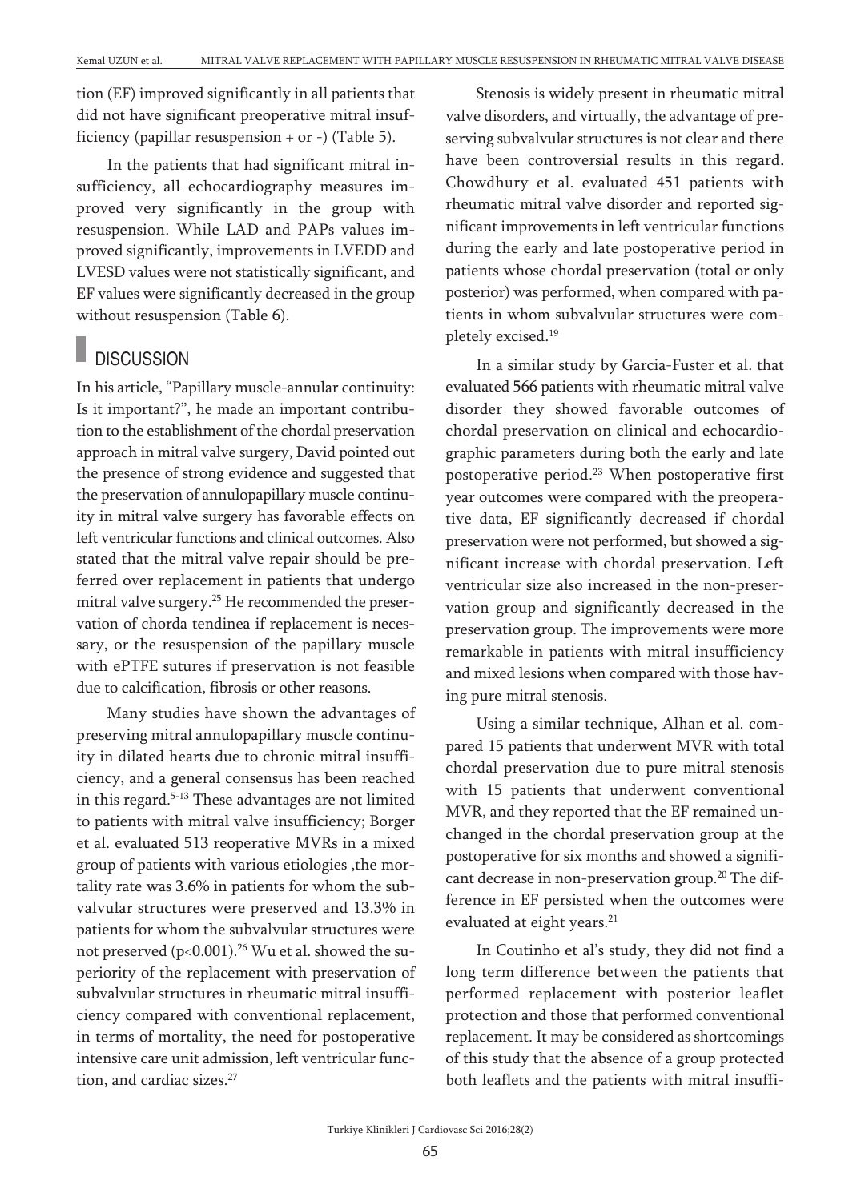tion (EF) improved significantly in all patients that did not have significant preoperative mitral insufficiency (papillar resuspension + or -) (Table 5).

In the patients that had significant mitral insufficiency, all echocardiography measures improved very significantly in the group with resuspension. While LAD and PAPs values improved significantly, improvements in LVEDD and LVESD values were not statistically significant, and EF values were significantly decreased in the group without resuspension (Table 6).

## DISCUSSION

In his article, "Papillary muscle-annular continuity: Is it important?", he made an important contribution to the establishment of the chordal preservation approach in mitral valve surgery, David pointed out the presence of strong evidence and suggested that the preservation of annulopapillary muscle continuity in mitral valve surgery has favorable effects on left ventricular functions and clinical outcomes. Also stated that the mitral valve repair should be preferred over replacement in patients that undergo mitral valve surgery.[25] He recommended the preservation of chorda tendinea if replacement is necessary, or the resuspension of the papillary muscle with ePTFE sutures if preservation is not feasible due to calcification, fibrosis or other reasons.

Many studies have shown the advantages of preserving mitral annulopapillary muscle continuity in dilated hearts due to chronic mitral insufficiency, and a general consensus has been reached in this regard.[5-13] These advantages are not limited to patients with mitral valve insufficiency; Borger et al. evaluated 513 reoperative MVRs in a mixed group of patients with various etiologies ,the mortality rate was 3.6% in patients for whom the subvalvular structures were preserved and 13.3% in patients for whom the subvalvular structures were not preserved ($p<0.001$).[26] Wu et al. showed the superiority of the replacement with preservation of subvalvular structures in rheumatic mitral insufficiency compared with conventional replacement, in terms of mortality, the need for postoperative intensive care unit admission, left ventricular function, and cardiac sizes.[27]

Stenosis is widely present in rheumatic mitral valve disorders, and virtually, the advantage of preserving subvalvular structures is not clear and there have been controversial results in this regard. Chowdhury et al. evaluated 451 patients with rheumatic mitral valve disorder and reported significant improvements in left ventricular functions during the early and late postoperative period in patients whose chordal preservation (total or only posterior) was performed, when compared with patients in whom subvalvular structures were completely excised.[19]

In a similar study by Garcia-Fuster et al. that evaluated 566 patients with rheumatic mitral valve disorder they showed favorable outcomes of chordal preservation on clinical and echocardiographic parameters during both the early and late postoperative period.[23] When postoperative first year outcomes were compared with the preoperative data, EF significantly decreased if chordal preservation were not performed, but showed a significant increase with chordal preservation. Left ventricular size also increased in the non-preservation group and significantly decreased in the preservation group. The improvements were more remarkable in patients with mitral insufficiency and mixed lesions when compared with those having pure mitral stenosis.

Using a similar technique, Alhan et al. compared 15 patients that underwent MVR with total chordal preservation due to pure mitral stenosis with 15 patients that underwent conventional MVR, and they reported that the EF remained unchanged in the chordal preservation group at the postoperative for six months and showed a significant decrease in non-preservation group.[20] The difference in EF persisted when the outcomes were evaluated at eight years.[21]

In Coutinho et al's study, they did not find a long term difference between the patients that performed replacement with posterior leaflet protection and those that performed conventional replacement. It may be considered as shortcomings of this study that the absence of a group protected both leaflets and the patients with mitral insuffi-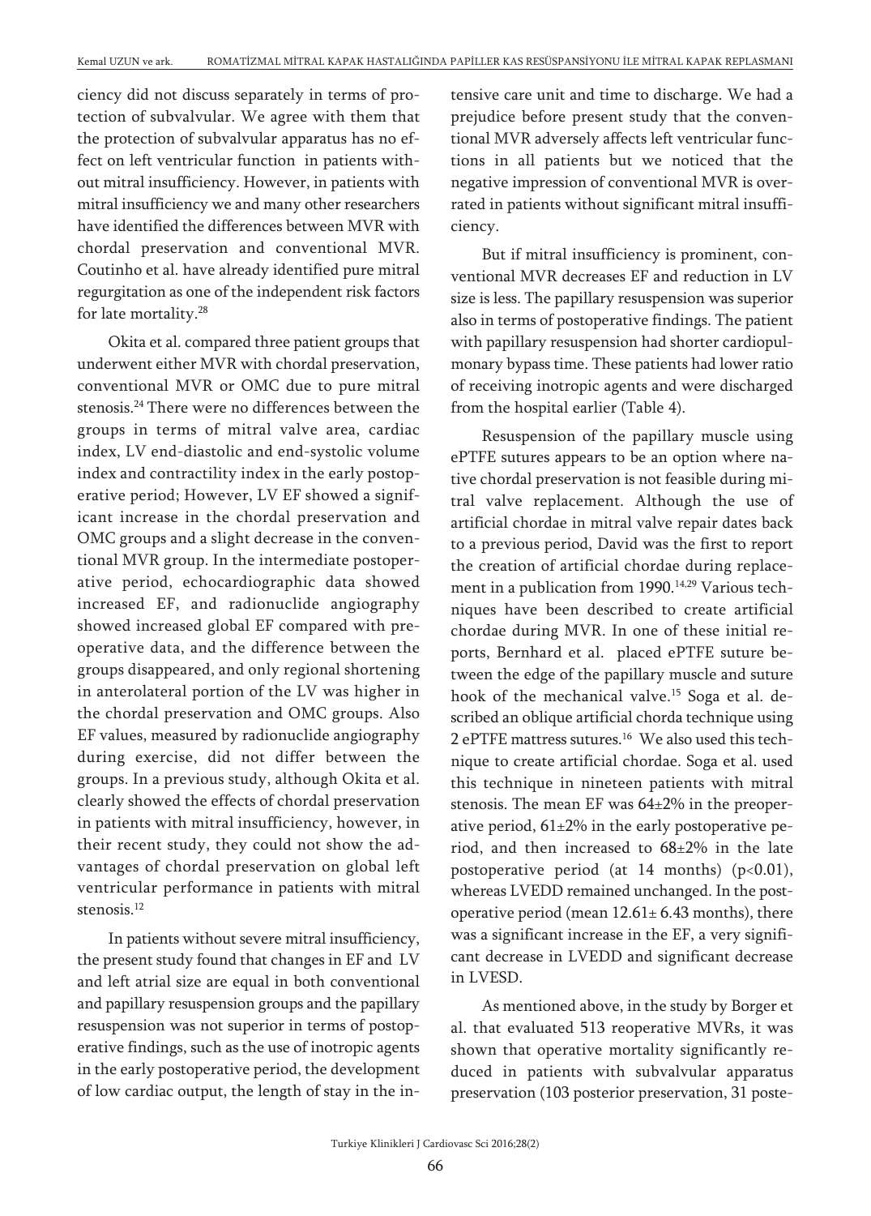ciency did not discuss separately in terms of protection of subvalvular. We agree with them that the protection of subvalvular apparatus has no effect on left ventricular function in patients without mitral insufficiency. However, in patients with mitral insufficiency we and many other researchers have identified the differences between MVR with chordal preservation and conventional MVR. Coutinho et al. have already identified pure mitral regurgitation as one of the independent risk factors for late mortality.[28]

Okita et al. compared three patient groups that underwent either MVR with chordal preservation, conventional MVR or OMC due to pure mitral stenosis.[24] There were no differences between the groups in terms of mitral valve area, cardiac index, LV end-diastolic and end-systolic volume index and contractility index in the early postoperative period; However, LV EF showed a significant increase in the chordal preservation and OMC groups and a slight decrease in the conventional MVR group. In the intermediate postoperative period, echocardiographic data showed increased EF, and radionuclide angiography showed increased global EF compared with preoperative data, and the difference between the groups disappeared, and only regional shortening in anterolateral portion of the LV was higher in the chordal preservation and OMC groups. Also EF values, measured by radionuclide angiography during exercise, did not differ between the groups. In a previous study, although Okita et al. clearly showed the effects of chordal preservation in patients with mitral insufficiency, however, in their recent study, they could not show the advantages of chordal preservation on global left ventricular performance in patients with mitral stenosis.[12]

In patients without severe mitral insufficiency, the present study found that changes in EF and LV and left atrial size are equal in both conventional and papillary resuspension groups and the papillary resuspension was not superior in terms of postoperative findings, such as the use of inotropic agents in the early postoperative period, the development of low cardiac output, the length of stay in the intensive care unit and time to discharge. We had a prejudice before present study that the conventional MVR adversely affects left ventricular functions in all patients but we noticed that the negative impression of conventional MVR is overrated in patients without significant mitral insufficiency.

But if mitral insufficiency is prominent, conventional MVR decreases EF and reduction in LV size is less. The papillary resuspension was superior also in terms of postoperative findings. The patient with papillary resuspension had shorter cardiopulmonary bypass time. These patients had lower ratio of receiving inotropic agents and were discharged from the hospital earlier (Table 4).

Resuspension of the papillary muscle using ePTFE sutures appears to be an option where native chordal preservation is not feasible during mitral valve replacement. Although the use of artificial chordae in mitral valve repair dates back to a previous period, David was the first to report the creation of artificial chordae during replacement in a publication from 1990.[14,29] Various techniques have been described to create artificial chordae during MVR. In one of these initial reports, Bernhard et al. placed ePTFE suture between the edge of the papillary muscle and suture hook of the mechanical valve.[15] Soga et al. described an oblique artificial chorda technique using 2 ePTFE mattress sutures.[16] We also used this technique to create artificial chordae. Soga et al. used this technique in nineteen patients with mitral stenosis. The mean EF was 64±2% in the preoperative period, 61±2% in the early postoperative period, and then increased to 68±2% in the late postoperative period (at 14 months) ($p<0.01$), whereas LVEDD remained unchanged. In the postoperative period (mean 12.61± 6.43 months), there was a significant increase in the EF, a very significant decrease in LVEDD and significant decrease in LVESD.

As mentioned above, in the study by Borger et al. that evaluated 513 reoperative MVRs, it was shown that operative mortality significantly reduced in patients with subvalvular apparatus preservation (103 posterior preservation, 31 poste-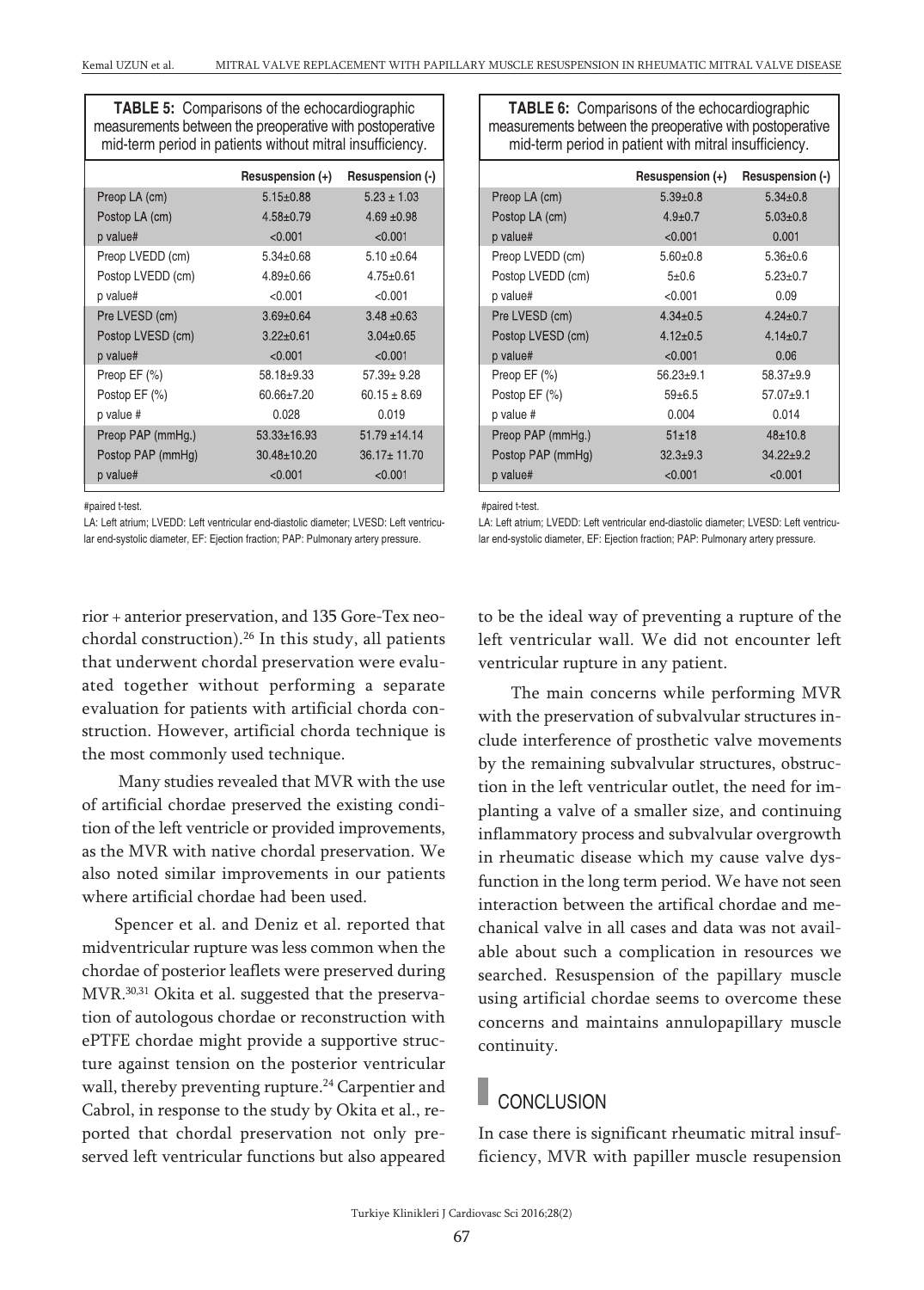**TABLE 5:** Comparisons of the echocardiographic measurements between the preoperative with postoperative mid-term period in patients without mitral insufficiency.

| | Resuspension (+) | Resuspension (-) |
|---|---|---|
| Preop LA (cm) | 5.15±0.88 | 5.23 ± 1.03 |
| Postop LA (cm) | 4.58±0.79 | 4.69 ±0.98 |
| p value# | <0.001 | <0.001 |
| Preop LVEDD (cm) | 5.34±0.68 | 5.10 ±0.64 |
| Postop LVEDD (cm) | 4.89±0.66 | 4.75±0.61 |
| p value# | <0.001 | <0.001 |
| Pre LVESD (cm) | 3.69±0.64 | 3.48 ±0.63 |
| Postop LVESD (cm) | 3.22±0.61 | 3.04±0.65 |
| p value# | <0.001 | <0.001 |
| Preop EF (%) | 58.18±9.33 | 57.39± 9.28 |
| Postop EF (%) | 60.66±7.20 | 60.15 ± 8.69 |
| p value # | 0.028 | 0.019 |
| Preop PAP (mmHg.) | 53.33±16.93 | 51.79 ±14.14 |
| Postop PAP (mmHg) | 30.48±10.20 | 36.17± 11.70 |
| p value# | <0.001 | <0.001 |

#paired t-test.

LA: Left atrium; LVEDD: Left ventricular end-diastolic diameter; LVESD: Left ventricular end-systolic diameter, EF: Ejection fraction; PAP: Pulmonary artery pressure.

**TABLE 6:** Comparisons of the echocardiographic measurements between the preoperative with postoperative mid-term period in patient with mitral insufficiency.

| | Resuspension (+) | Resuspension (-) |
|---|---|---|
| Preop LA (cm) | 5.39±0.8 | 5.34±0.8 |
| Postop LA (cm) | 4.9±0.7 | 5.03±0.8 |
| p value# | <0.001 | 0.001 |
| Preop LVEDD (cm) | 5.60±0.8 | 5.36±0.6 |
| Postop LVEDD (cm) | 5±0.6 | 5.23±0.7 |
| p value# | <0.001 | 0.09 |
| Pre LVESD (cm) | 4.34±0.5 | 4.24±0.7 |
| Postop LVESD (cm) | 4.12±0.5 | 4.14±0.7 |
| p value# | <0.001 | 0.06 |
| Preop EF (%) | 56.23±9.1 | 58.37±9.9 |
| Postop EF (%) | 59±6.5 | 57.07±9.1 |
| p value # | 0.004 | 0.014 |
| Preop PAP (mmHg.) | 51±18 | 48±10.8 |
| Postop PAP (mmHg) | 32.3±9.3 | 34.22±9.2 |
| p value# | <0.001 | <0.001 |

#paired t-test.

LA: Left atrium; LVEDD: Left ventricular end-diastolic diameter; LVESD: Left ventricular end-systolic diameter, EF: Ejection fraction; PAP: Pulmonary artery pressure.

rior + anterior preservation, and 135 Gore-Tex neochordal construction).[26] In this study, all patients that underwent chordal preservation were evaluated together without performing a separate evaluation for patients with artificial chorda construction. However, artificial chorda technique is the most commonly used technique.

Many studies revealed that MVR with the use of artificial chordae preserved the existing condition of the left ventricle or provided improvements, as the MVR with native chordal preservation. We also noted similar improvements in our patients where artificial chordae had been used.

Spencer et al. and Deniz et al. reported that midventricular rupture was less common when the chordae of posterior leaflets were preserved during MVR.[30,31] Okita et al. suggested that the preservation of autologous chordae or reconstruction with ePTFE chordae might provide a supportive structure against tension on the posterior ventricular wall, thereby preventing rupture.[24] Carpentier and Cabrol, in response to the study by Okita et al., reported that chordal preservation not only preserved left ventricular functions but also appeared to be the ideal way of preventing a rupture of the left ventricular wall. We did not encounter left ventricular rupture in any patient.

The main concerns while performing MVR with the preservation of subvalvular structures include interference of prosthetic valve movements by the remaining subvalvular structures, obstruction in the left ventricular outlet, the need for implanting a valve of a smaller size, and continuing inflammatory process and subvalvular overgrowth in rheumatic disease which my cause valve dysfunction in the long term period. We have not seen interaction between the artifical chordae and mechanical valve in all cases and data was not available about such a complication in resources we searched. Resuspension of the papillary muscle using artificial chordae seems to overcome these concerns and maintains annulopapillary muscle continuity.

## CONCLUSION

In case there is significant rheumatic mitral insufficiency, MVR with papiller muscle resupension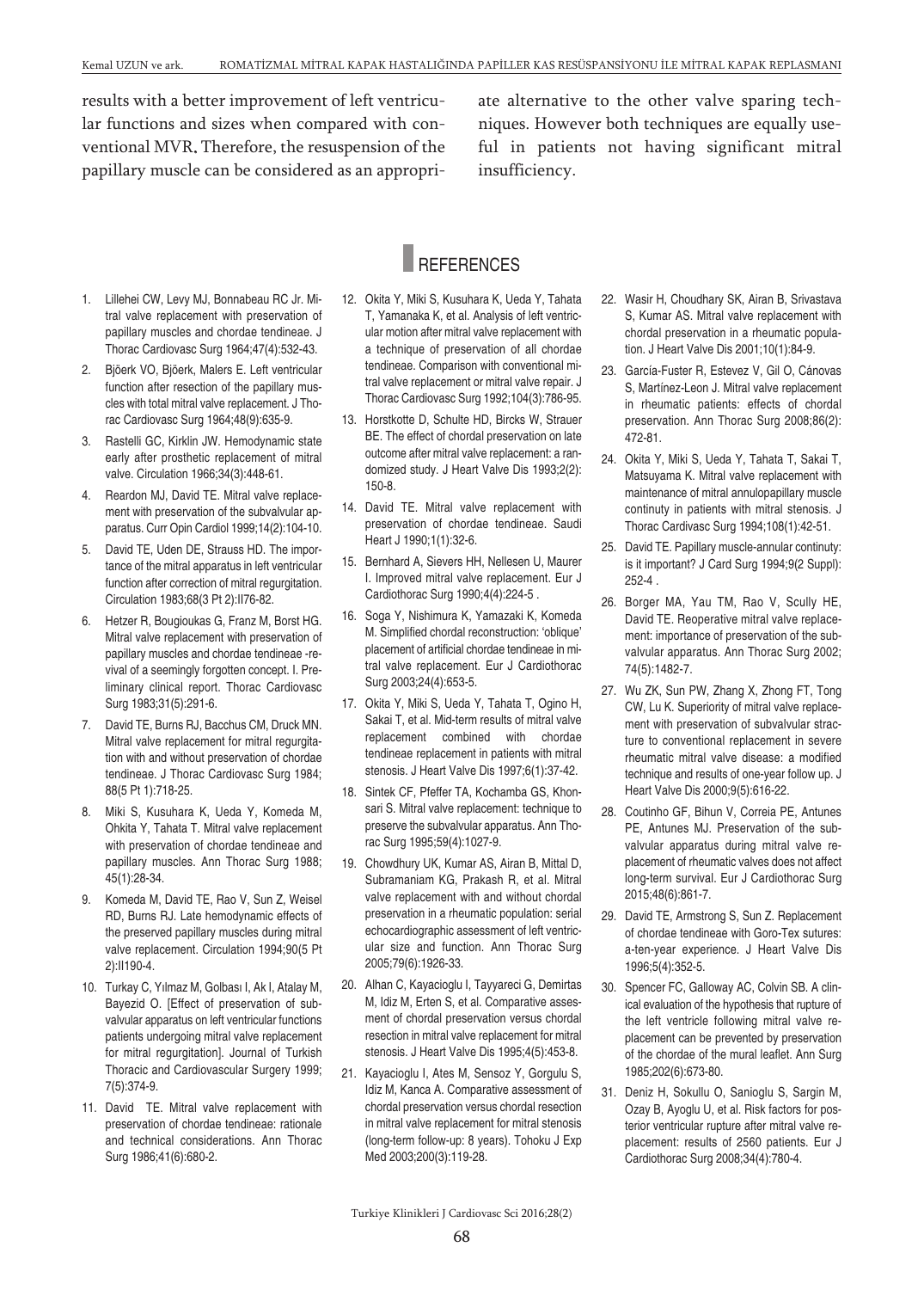results with a better improvement of left ventricular functions and sizes when compared with conventional MVR. Therefore, the resuspension of the papillary muscle can be considered as an appropriate alternative to the other valve sparing techniques. However both techniques are equally useful in patients not having significant mitral insufficiency.

## REFERENCES

1. Lillehei CW, Levy MJ, Bonnabeau RC Jr. Mitral valve replacement with preservation of papillary muscles and chordae tendineae. J Thorac Cardiovasc Surg 1964;47(4):532-43.
2. Björk VO, Björk, Malers E. Left ventricular function after resection of the papillary muscles with total mitral valve replacement. J Thorac Cardiovasc Surg 1964;48(9):635-9.
3. Rastelli GC, Kirklin JW. Hemodynamic state early after prosthetic replacement of mitral valve. Circulation 1966;34(3):448-61.
4. Reardon MJ, David TE. Mitral valve replacement with preservation of the subvalvular apparatus. Curr Opin Cardiol 1999;14(2):104-10.
5. David TE, Uden DE, Strauss HD. The importance of the mitral apparatus in left ventricular function after correction of mitral regurgitation. Circulation 1983;68(3 Pt 2):II76-82.
6. Hetzer R, Bougioukas G, Franz M, Borst HG. Mitral valve replacement with preservation of papillary muscles and chordae tendineae -revival of a seemingly forgotten concept. I. Preliminary clinical report. Thorac Cardiovasc Surg 1983;31(5):291-6.
7. David TE, Burns RJ, Bacchus CM, Druck MN. Mitral valve replacement for mitral regurgitation with and without preservation of chordae tendineae. J Thorac Cardiovasc Surg 1984; 88(5 Pt 1):718-25.
8. Miki S, Kusuhara K, Ueda Y, Komeda M, Ohkita Y, Tahata T. Mitral valve replacement with preservation of chordae tendineae and papillary muscles. Ann Thorac Surg 1988; 45(1):28-34.
9. Komeda M, David TE, Rao V, Sun Z, Weisel RD, Burns RJ. Late hemodynamic effects of the preserved papillary muscles during mitral valve replacement. Circulation 1994;90(5 Pt 2):II190-4.
10. Turkay C, Yılmaz M, Golbası I, Ak I, Atalay M, Bayezid O. [Effect of preservation of subvalvular apparatus on left ventricular functions patients undergoing mitral valve replacement for mitral regurgitation]. Journal of Turkish Thoracic and Cardiovascular Surgery 1999; 7(5):374-9.
11. David TE. Mitral valve replacement with preservation of chordae tendineae: rationale and technical considerations. Ann Thorac Surg 1986;41(6):680-2.
12. Okita Y, Miki S, Kusuhara K, Ueda Y, Tahata T, Yamanaka K, et al. Analysis of left ventricular motion after mitral valve replacement with a technique of preservation of all chordae tendineae. Comparison with conventional mitral valve replacement or mitral valve repair. J Thorac Cardiovasc Surg 1992;104(3):786-95.
13. Horstkotte D, Schulte HD, Bircks W, Strauer BE. The effect of chordal preservation on late outcome after mitral valve replacement: a randomized study. J Heart Valve Dis 1993;2(2): 150-8.
14. David TE. Mitral valve replacement with preservation of chordae tendineae. Saudi Heart J 1990;1(1):32-6.
15. Bernhard A, Sievers HH, Nellesen U, Maurer I. Improved mitral valve replacement. Eur J Cardiothorac Surg 1990;4(4):224-5 .
16. Soga Y, Nishimura K, Yamazaki K, Komeda M. Simplified chordal reconstruction: 'oblique' placement of artificial chordae tendineae in mitral valve replacement. Eur J Cardiothorac Surg 2003;24(4):653-5.
17. Okita Y, Miki S, Ueda Y, Tahata T, Ogino H, Sakai T, et al. Mid-term results of mitral valve replacement combined with chordae tendineae replacement in patients with mitral stenosis. J Heart Valve Dis 1997;6(1):37-42.
18. Sintek CF, Pfeffer TA, Kochamba GS, Khonsari S. Mitral valve replacement: technique to preserve the subvalvular apparatus. Ann Thorac Surg 1995;59(4):1027-9.
19. Chowdhury UK, Kumar AS, Airan B, Mittal D, Subramaniam KG, Prakash R, et al. Mitral valve replacement with and without chordal preservation in a rheumatic population: serial echocardiographic assessment of left ventricular size and function. Ann Thorac Surg 2005;79(6):1926-33.
20. Alhan C, Kayacioglu I, Tayyareci G, Demirtas M, Idiz M, Erten S, et al. Comparative assessment of chordal preservation versus chordal resection in mitral valve replacement for mitral stenosis. J Heart Valve Dis 1995;4(5):453-8.
21. Kayacioglu I, Ates M, Sensoz Y, Gorgulu S, Idiz M, Kanca A. Comparative assessment of chordal preservation versus chordal resection in mitral valve replacement for mitral stenosis (long-term follow-up: 8 years). Tohoku J Exp Med 2003;200(3):119-28.
22. Wasir H, Choudhary SK, Airan B, Srivastava S, Kumar AS. Mitral valve replacement with chordal preservation in a rheumatic population. J Heart Valve Dis 2001;10(1):84-9.
23. García-Fuster R, Estevez V, Gil O, Cánovas S, Martínez-Leon J. Mitral valve replacement in rheumatic patients: effects of chordal preservation. Ann Thorac Surg 2008;86(2): 472-81.
24. Okita Y, Miki S, Ueda Y, Tahata T, Sakai T, Matsuyama K. Mitral valve replacement with maintenance of mitral annulopapillary muscle continuity in patients with mitral stenosis. J Thorac Cardivasc Surg 1994;108(1):42-51.
25. David TE. Papillary muscle-annular continuity: is it important? J Card Surg 1994;9(2 Suppl): 252-4 .
26. Borger MA, Yau TM, Rao V, Scully HE, David TE. Reoperative mitral valve replacement: importance of preservation of the subvalvular apparatus. Ann Thorac Surg 2002; 74(5):1482-7.
27. Wu ZK, Sun PW, Zhang X, Zhong FT, Tong CW, Lu K. Superiority of mitral valve replacement with preservation of subvalvular stracture to conventional replacement in severe rheumatic mitral valve disease: a modified technique and results of one-year follow up. J Heart Valve Dis 2000;9(5):616-22.
28. Coutinho GF, Bihun V, Correia PE, Antunes PE, Antunes MJ. Preservation of the subvalvular apparatus during mitral valve replacement of rheumatic valves does not affect long-term survival. Eur J Cardiothorac Surg 2015;48(6):861-7.
29. David TE, Armstrong S, Sun Z. Replacement of chordae tendineae with Goro-Tex sutures: a-ten-year experience. J Heart Valve Dis 1996;5(4):352-5.
30. Spencer FC, Galloway AC, Colvin SB. A clinical evaluation of the hypothesis that rupture of the left ventricle following mitral valve replacement can be prevented by preservation of the chordae of the mural leaflet. Ann Surg 1985;202(6):673-80.
31. Deniz H, Sokullu O, Sanioglu S, Sargin M, Ozay B, Ayoglu U, et al. Risk factors for posterior ventricular rupture after mitral valve replacement: results of 2560 patients. Eur J Cardiothorac Surg 2008;34(4):780-4.